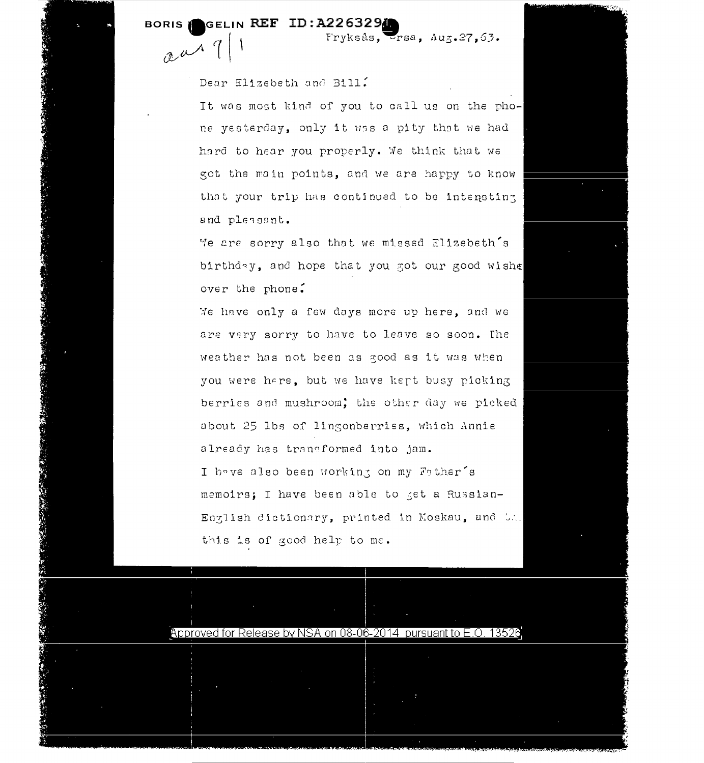BORIS HAGELIN REF ID:A2263291

aar 9/1

Fryksås, Orsa, Aug.27,63.

Dear Elizebeth and Bill:

It was most kind of you to call us on the phone yesterday, only it was a pity that we had hard to hear you properly. We think that we got the main points, and we are happy to know that your trip has continued to be interesting and pleasant.

We are sorry also that we missed Elizebeth's birthday, and hope that you got our good wishes over the phone.

We have only a few days more up here, and we are very sorry to have to leave so soon. The weather has not been as good as it was when you were here, but we have kept busy picking berries and mushroom; the other day we picked about 25 lbs of lingonberries, which Annie already has transformed into jam.

I have also been working on my Father's memoirs; I have been able to get a Russian-English dictionary, printed in Moskau, and ... this is of good help to me.

Approved for Release by NSA on 08-06-2014 pursuant to E.O. 13526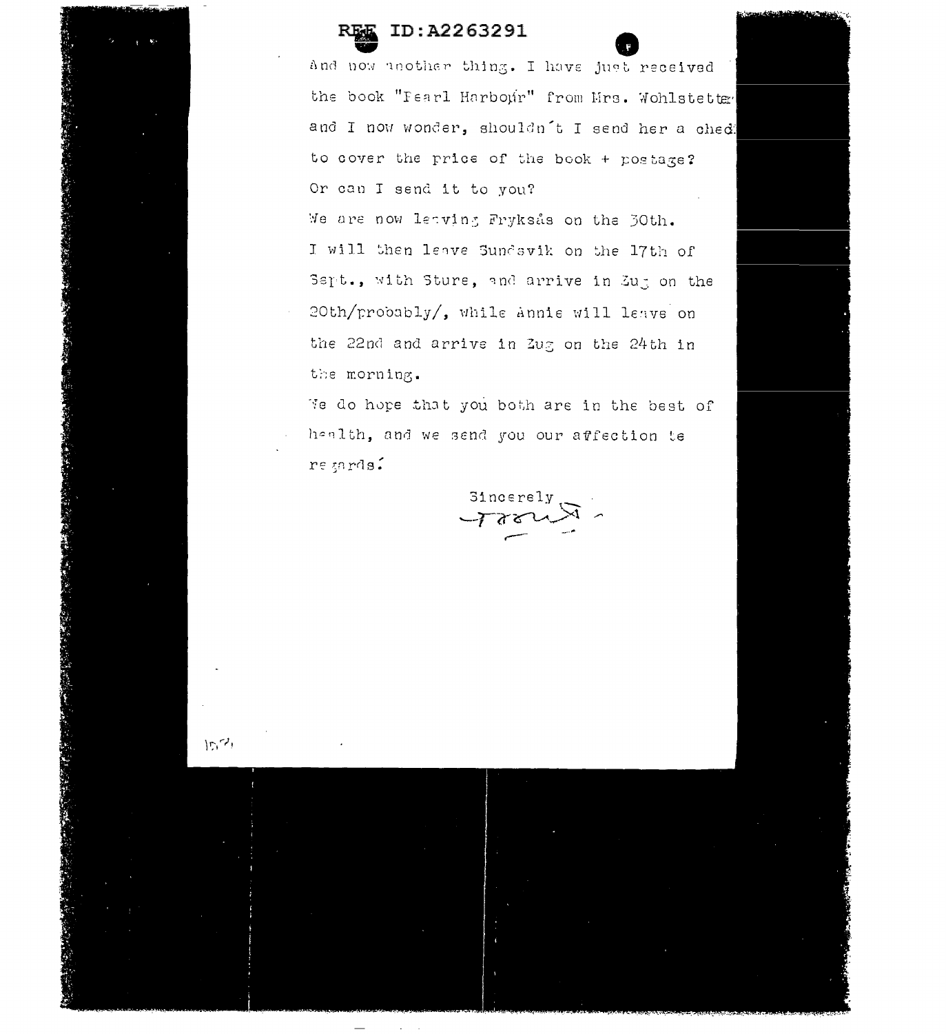REF ID:A2263291

And now another thing. I have just received the book "Pearl Harbour" from Mrs. Wohlstetter and I now wonder, shouldn't I send her a check to cover the price of the book + postage? Or can I send it to you?

We are now leaving Fryksås on the 30th. I will then leave Sundsvik on the 17th of Sept., with Sture, and arrive in Zug on the 20th/probably/, while Annie will leave on the 22nd and arrive in Zug on the 24th in the morning.

We do hope that you both are in the best of health, and we send you our affection te regards.

Sincerely